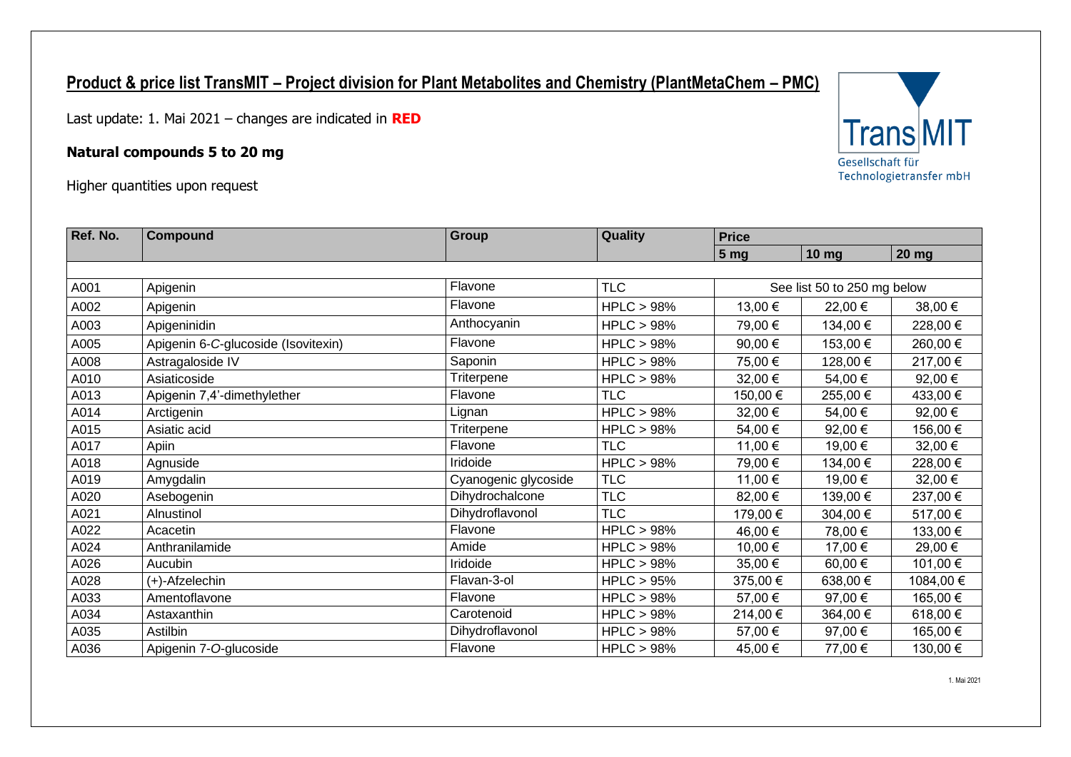## Product & price list TransMIT – Project division for Plant Metabolites and Chemistry (PlantMetaChem – PMC)

Last update: 1. Mai 2021 – changes are indicated in **RED**

**Natural compounds 5 to 20 mg**

Higher quantities upon request

TransMIT
Gesellschaft für Technologietransfer mbH

| Ref. No. | Compound | Group | Quality | Price | | |
|---|---|---|---|---|---|---|
| | | | | 5 mg | 10 mg | 20 mg |
| A001 | Apigenin | Flavone | TLC | See list 50 to 250 mg below | | |
| A002 | Apigenin | Flavone | HPLC > 98% | 13,00 € | 22,00 € | 38,00 € |
| A003 | Apigeninidin | Anthocyanin | HPLC > 98% | 79,00 € | 134,00 € | 228,00 € |
| A005 | Apigenin 6-*C*-glucoside (Isovitexin) | Flavone | HPLC > 98% | 90,00 € | 153,00 € | 260,00 € |
| A008 | Astragaloside IV | Saponin | HPLC > 98% | 75,00 € | 128,00 € | 217,00 € |
| A010 | Asiaticoside | Triterpene | HPLC > 98% | 32,00 € | 54,00 € | 92,00 € |
| A013 | Apigenin 7,4'-dimethylether | Flavone | TLC | 150,00 € | 255,00 € | 433,00 € |
| A014 | Arctigenin | Lignan | HPLC > 98% | 32,00 € | 54,00 € | 92,00 € |
| A015 | Asiatic acid | Triterpene | HPLC > 98% | 54,00 € | 92,00 € | 156,00 € |
| A017 | Apiin | Flavone | TLC | 11,00 € | 19,00 € | 32,00 € |
| A018 | Agnuside | Iridoide | HPLC > 98% | 79,00 € | 134,00 € | 228,00 € |
| A019 | Amygdalin | Cyanogenic glycoside | TLC | 11,00 € | 19,00 € | 32,00 € |
| A020 | Asebogenin | Dihydrochalcone | TLC | 82,00 € | 139,00 € | 237,00 € |
| A021 | Alnustinol | Dihydroflavonol | TLC | 179,00 € | 304,00 € | 517,00 € |
| A022 | Acacetin | Flavone | HPLC > 98% | 46,00 € | 78,00 € | 133,00 € |
| A024 | Anthranilamide | Amide | HPLC > 98% | 10,00 € | 17,00 € | 29,00 € |
| A026 | Aucubin | Iridoide | HPLC > 98% | 35,00 € | 60,00 € | 101,00 € |
| A028 | (+)-Afzelechin | Flavan-3-ol | HPLC > 95% | 375,00 € | 638,00 € | 1084,00 € |
| A033 | Amentoflavone | Flavone | HPLC > 98% | 57,00 € | 97,00 € | 165,00 € |
| A034 | Astaxanthin | Carotenoid | HPLC > 98% | 214,00 € | 364,00 € | 618,00 € |
| A035 | Astilbin | Dihydroflavonol | HPLC > 98% | 57,00 € | 97,00 € | 165,00 € |
| A036 | Apigenin 7-*O*-glucoside | Flavone | HPLC > 98% | 45,00 € | 77,00 € | 130,00 € |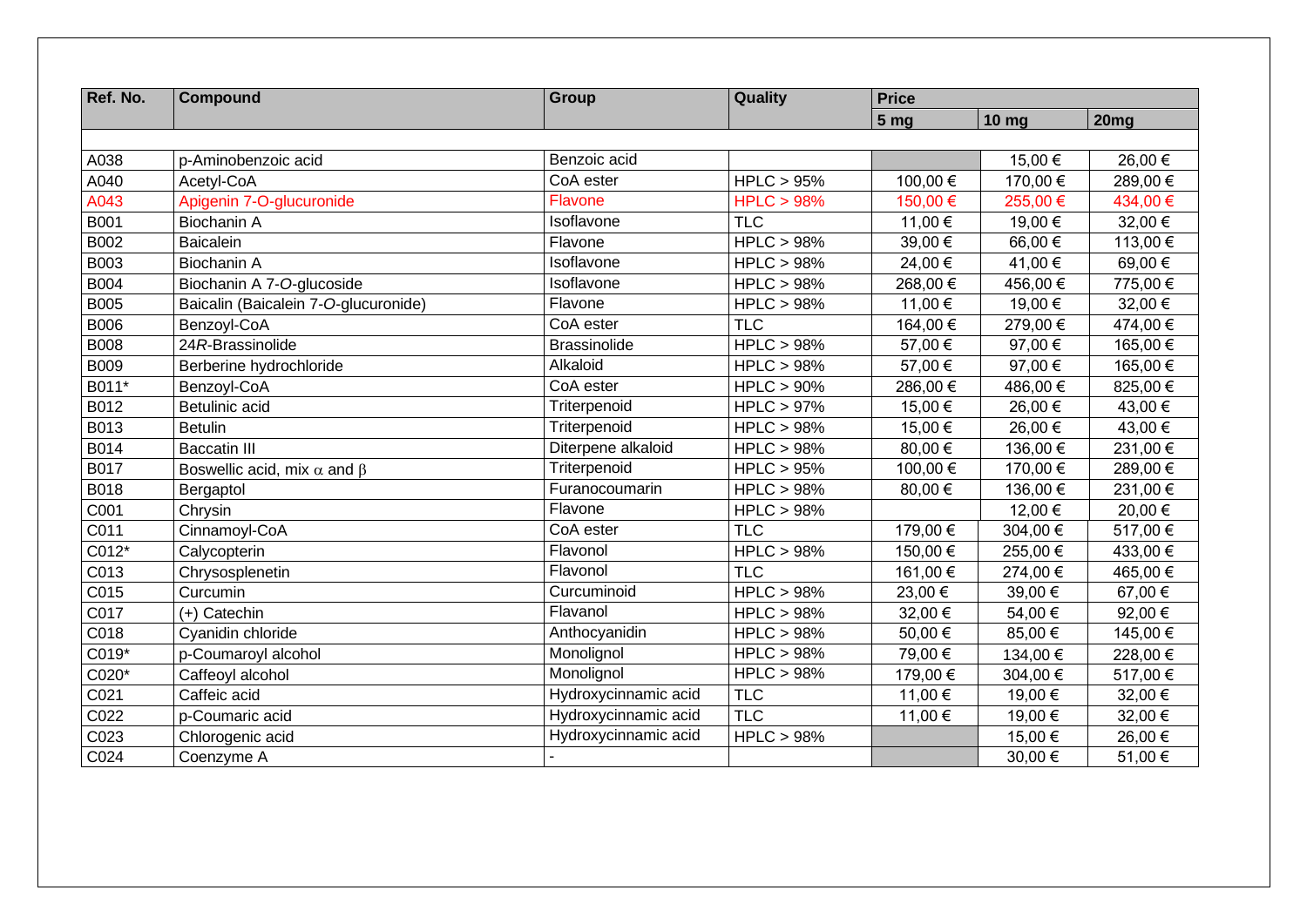| Ref. No. | Compound | Group | Quality | Price | | |
|---|---|---|---|---|---|---|
| | | | | 5 mg | 10 mg | 20mg |
| A038 | p-Aminobenzoic acid | Benzoic acid | | | 15,00 € | 26,00 € |
| A040 | Acetyl-CoA | CoA ester | HPLC > 95% | 100,00 € | 170,00 € | 289,00 € |
| A043 | Apigenin 7-O-glucuronide | Flavone | HPLC > 98% | 150,00 € | 255,00 € | 434,00 € |
| B001 | Biochanin A | Isoflavone | TLC | 11,00 € | 19,00 € | 32,00 € |
| B002 | Baicalein | Flavone | HPLC > 98% | 39,00 € | 66,00 € | 113,00 € |
| B003 | Biochanin A | Isoflavone | HPLC > 98% | 24,00 € | 41,00 € | 69,00 € |
| B004 | Biochanin A 7-*O*-glucoside | Isoflavone | HPLC > 98% | 268,00 € | 456,00 € | 775,00 € |
| B005 | Baicalin (Baicalein 7-*O*-glucuronide) | Flavone | HPLC > 98% | 11,00 € | 19,00 € | 32,00 € |
| B006 | Benzoyl-CoA | CoA ester | TLC | 164,00 € | 279,00 € | 474,00 € |
| B008 | 24*R*-Brassinolide | Brassinolide | HPLC > 98% | 57,00 € | 97,00 € | 165,00 € |
| B009 | Berberine hydrochloride | Alkaloid | HPLC > 98% | 57,00 € | 97,00 € | 165,00 € |
| B011* | Benzoyl-CoA | CoA ester | HPLC > 90% | 286,00 € | 486,00 € | 825,00 € |
| B012 | Betulinic acid | Triterpenoid | HPLC > 97% | 15,00 € | 26,00 € | 43,00 € |
| B013 | Betulin | Triterpenoid | HPLC > 98% | 15,00 € | 26,00 € | 43,00 € |
| B014 | Baccatin III | Diterpene alkaloid | HPLC > 98% | 80,00 € | 136,00 € | 231,00 € |
| B017 | Boswellic acid, mix $\alpha$ and $\beta$ | Triterpenoid | HPLC > 95% | 100,00 € | 170,00 € | 289,00 € |
| B018 | Bergaptol | Furanocoumarin | HPLC > 98% | 80,00 € | 136,00 € | 231,00 € |
| C001 | Chrysin | Flavone | HPLC > 98% | | 12,00 € | 20,00 € |
| C011 | Cinnamoyl-CoA | CoA ester | TLC | 179,00 € | 304,00 € | 517,00 € |
| C012* | Calycopterin | Flavonol | HPLC > 98% | 150,00 € | 255,00 € | 433,00 € |
| C013 | Chrysosplenetin | Flavonol | TLC | 161,00 € | 274,00 € | 465,00 € |
| C015 | Curcumin | Curcuminoid | HPLC > 98% | 23,00 € | 39,00 € | 67,00 € |
| C017 | (+) Catechin | Flavanol | HPLC > 98% | 32,00 € | 54,00 € | 92,00 € |
| C018 | Cyanidin chloride | Anthocyanidin | HPLC > 98% | 50,00 € | 85,00 € | 145,00 € |
| C019* | p-Coumaroyl alcohol | Monolignol | HPLC > 98% | 79,00 € | 134,00 € | 228,00 € |
| C020* | Caffeoyl alcohol | Monolignol | HPLC > 98% | 179,00 € | 304,00 € | 517,00 € |
| C021 | Caffeic acid | Hydroxycinnamic acid | TLC | 11,00 € | 19,00 € | 32,00 € |
| C022 | p-Coumaric acid | Hydroxycinnamic acid | TLC | 11,00 € | 19,00 € | 32,00 € |
| C023 | Chlorogenic acid | Hydroxycinnamic acid | HPLC > 98% | | 15,00 € | 26,00 € |
| C024 | Coenzyme A | - | | | 30,00 € | 51,00 € |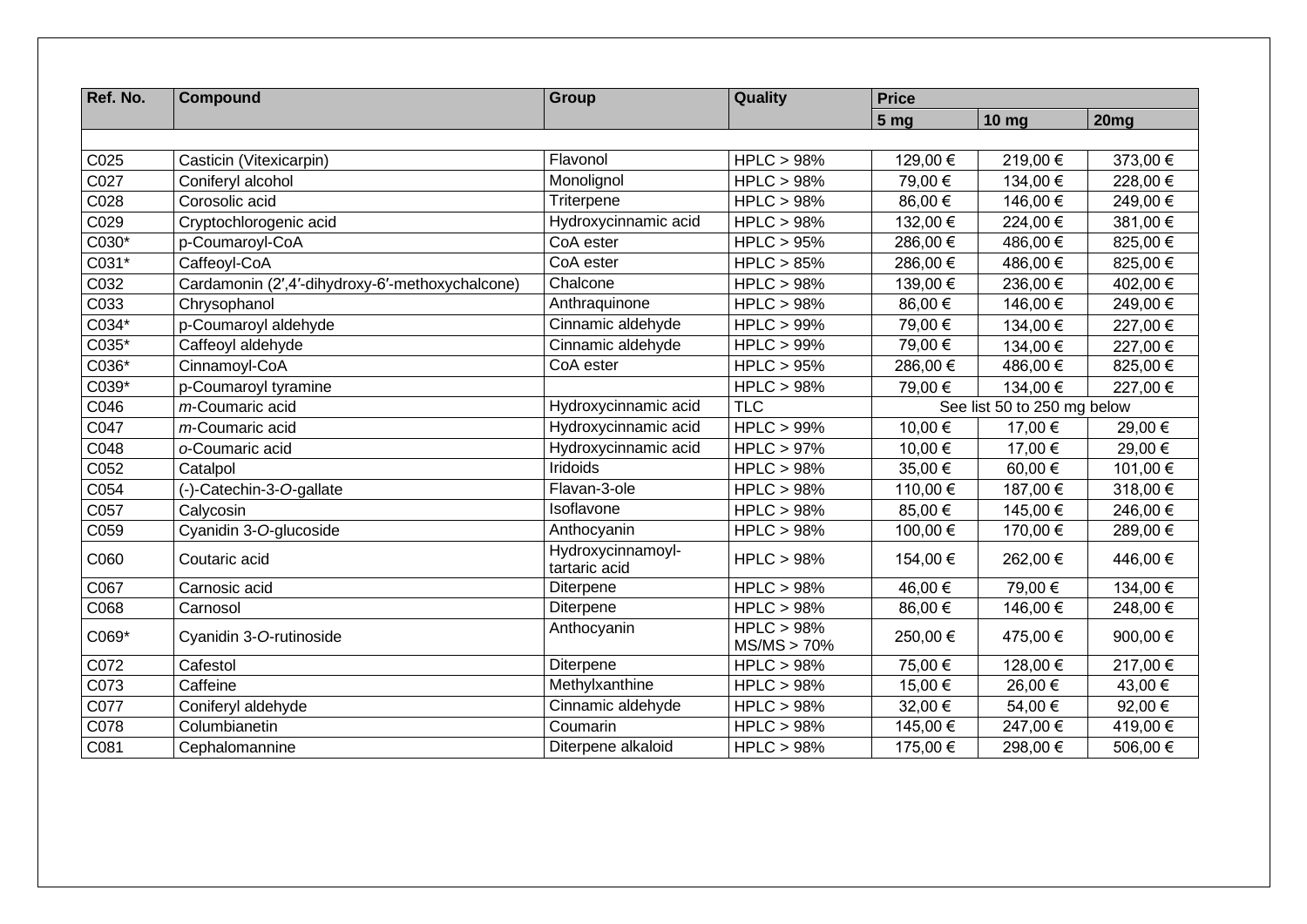| Ref. No. | Compound | Group | Quality | Price | | |
|---|---|---|---|---|---|---|
| | | | | 5 mg | 10 mg | 20mg |
| | | | | | | |
| C025 | Casticin (Vitexicarpin) | Flavonol | HPLC > 98% | 129,00 € | 219,00 € | 373,00 € |
| C027 | Coniferyl alcohol | Monolignol | HPLC > 98% | 79,00 € | 134,00 € | 228,00 € |
| C028 | Corosolic acid | Triterpene | HPLC > 98% | 86,00 € | 146,00 € | 249,00 € |
| C029 | Cryptochlorogenic acid | Hydroxycinnamic acid | HPLC > 98% | 132,00 € | 224,00 € | 381,00 € |
| C030* | p-Coumaroyl-CoA | CoA ester | HPLC > 95% | 286,00 € | 486,00 € | 825,00 € |
| C031* | Caffeoyl-CoA | CoA ester | HPLC > 85% | 286,00 € | 486,00 € | 825,00 € |
| C032 | Cardamonin (2′,4′-dihydroxy-6′-methoxychalcone) | Chalcone | HPLC > 98% | 139,00 € | 236,00 € | 402,00 € |
| C033 | Chrysophanol | Anthraquinone | HPLC > 98% | 86,00 € | 146,00 € | 249,00 € |
| C034* | p-Coumaroyl aldehyde | Cinnamic aldehyde | HPLC > 99% | 79,00 € | 134,00 € | 227,00 € |
| C035* | Caffeoyl aldehyde | Cinnamic aldehyde | HPLC > 99% | 79,00 € | 134,00 € | 227,00 € |
| C036* | Cinnamoyl-CoA | CoA ester | HPLC > 95% | 286,00 € | 486,00 € | 825,00 € |
| C039* | p-Coumaroyl tyramine | | HPLC > 98% | 79,00 € | 134,00 € | 227,00 € |
| C046 | *m*-Coumaric acid | Hydroxycinnamic acid | TLC | See list 50 to 250 mg below | | |
| C047 | *m*-Coumaric acid | Hydroxycinnamic acid | HPLC > 99% | 10,00 € | 17,00 € | 29,00 € |
| C048 | *o*-Coumaric acid | Hydroxycinnamic acid | HPLC > 97% | 10,00 € | 17,00 € | 29,00 € |
| C052 | Catalpol | Iridoids | HPLC > 98% | 35,00 € | 60,00 € | 101,00 € |
| C054 | (-)-Catechin-3-*O*-gallate | Flavan-3-ole | HPLC > 98% | 110,00 € | 187,00 € | 318,00 € |
| C057 | Calycosin | Isoflavone | HPLC > 98% | 85,00 € | 145,00 € | 246,00 € |
| C059 | Cyanidin 3-*O*-glucoside | Anthocyanin | HPLC > 98% | 100,00 € | 170,00 € | 289,00 € |
| C060 | Coutaric acid | Hydroxycinnamoyl-tartaric acid | HPLC > 98% | 154,00 € | 262,00 € | 446,00 € |
| C067 | Carnosic acid | Diterpene | HPLC > 98% | 46,00 € | 79,00 € | 134,00 € |
| C068 | Carnosol | Diterpene | HPLC > 98% | 86,00 € | 146,00 € | 248,00 € |
| C069* | Cyanidin 3-*O*-rutinoside | Anthocyanin | HPLC > 98% MS/MS > 70% | 250,00 € | 475,00 € | 900,00 € |
| C072 | Cafestol | Diterpene | HPLC > 98% | 75,00 € | 128,00 € | 217,00 € |
| C073 | Caffeine | Methylxanthine | HPLC > 98% | 15,00 € | 26,00 € | 43,00 € |
| C077 | Coniferyl aldehyde | Cinnamic aldehyde | HPLC > 98% | 32,00 € | 54,00 € | 92,00 € |
| C078 | Columbianetin | Coumarin | HPLC > 98% | 145,00 € | 247,00 € | 419,00 € |
| C081 | Cephalomannine | Diterpene alkaloid | HPLC > 98% | 175,00 € | 298,00 € | 506,00 € |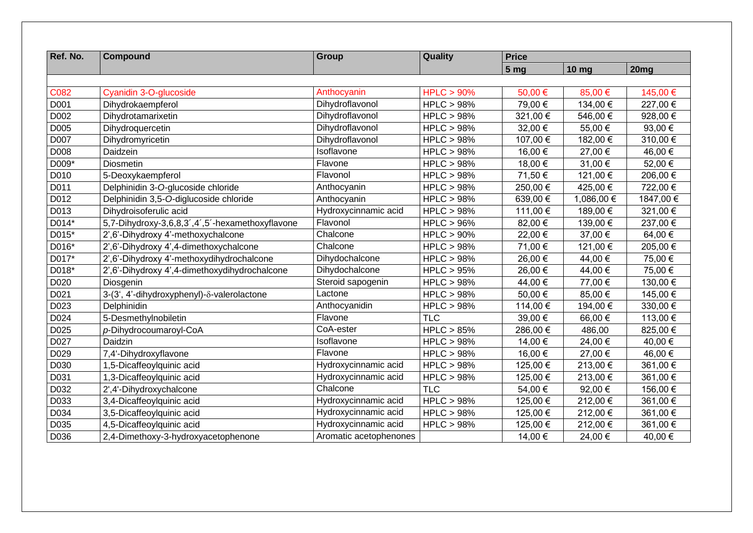| Ref. No. | Compound | Group | Quality | Price | | |
|---|---|---|---|---|---|---|
| | | | | 5 mg | 10 mg | 20mg |
| | | | | | | |
| C082 | Cyanidin 3-O-glucoside | Anthocyanin | HPLC > 90% | 50,00 € | 85,00 € | 145,00 € |
| D001 | Dihydrokaempferol | Dihydroflavonol | HPLC > 98% | 79,00 € | 134,00 € | 227,00 € |
| D002 | Dihydrotamarixetin | Dihydroflavonol | HPLC > 98% | 321,00 € | 546,00 € | 928,00 € |
| D005 | Dihydroquercetin | Dihydroflavonol | HPLC > 98% | 32,00 € | 55,00 € | 93,00 € |
| D007 | Dihydromyricetin | Dihydroflavonol | HPLC > 98% | 107,00 € | 182,00 € | 310,00 € |
| D008 | Daidzein | Isoflavone | HPLC > 98% | 16,00 € | 27,00 € | 46,00 € |
| D009* | Diosmetin | Flavone | HPLC > 98% | 18,00 € | 31,00 € | 52,00 € |
| D010 | 5-Deoxykaempferol | Flavonol | HPLC > 98% | 71,50 € | 121,00 € | 206,00 € |
| D011 | Delphinidin 3-*O*-glucoside chloride | Anthocyanin | HPLC > 98% | 250,00 € | 425,00 € | 722,00 € |
| D012 | Delphinidin 3,5-*O*-diglucoside chloride | Anthocyanin | HPLC > 98% | 639,00 € | 1,086,00 € | 1847,00 € |
| D013 | Dihydroisoferulic acid | Hydroxycinnamic acid | HPLC > 98% | 111,00 € | 189,00 € | 321,00 € |
| D014* | 5,7-Dihydroxy-3,6,8,3´,4´,5´-hexamethoxyflavone | Flavonol | HPLC > 96% | 82,00 € | 139,00 € | 237,00 € |
| D015* | 2',6'-Dihydroxy 4'-methoxychalcone | Chalcone | HPLC > 90% | 22,00 € | 37,00 € | 64,00 € |
| D016* | 2',6'-Dihydroxy 4',4-dimethoxychalcone | Chalcone | HPLC > 98% | 71,00 € | 121,00 € | 205,00 € |
| D017* | 2',6'-Dihydroxy 4'-methoxydihydrochalcone | Dihydochalcone | HPLC > 98% | 26,00 € | 44,00 € | 75,00 € |
| D018* | 2',6'-Dihydroxy 4',4-dimethoxydihydrochalcone | Dihydochalcone | HPLC > 95% | 26,00 € | 44,00 € | 75,00 € |
| D020 | Diosgenin | Steroid sapogenin | HPLC > 98% | 44,00 € | 77,00 € | 130,00 € |
| D021 | 3-(3', 4'-dihydroxyphenyl)-δ-valerolactone | Lactone | HPLC > 98% | 50,00 € | 85,00 € | 145,00 € |
| D023 | Delphinidin | Anthocyanidin | HPLC > 98% | 114,00 € | 194,00 € | 330,00 € |
| D024 | 5-Desmethylnobiletin | Flavone | TLC | 39,00 € | 66,00 € | 113,00 € |
| D025 | *p*-Dihydrocoumaroyl-CoA | CoA-ester | HPLC > 85% | 286,00 € | 486,00 | 825,00 € |
| D027 | Daidzin | Isoflavone | HPLC > 98% | 14,00 € | 24,00 € | 40,00 € |
| D029 | 7,4'-Dihydroxyflavone | Flavone | HPLC > 98% | 16,00 € | 27,00 € | 46,00 € |
| D030 | 1,5-Dicaffeoylquinic acid | Hydroxycinnamic acid | HPLC > 98% | 125,00 € | 213,00 € | 361,00 € |
| D031 | 1,3-Dicaffeoylquinic acid | Hydroxycinnamic acid | HPLC > 98% | 125,00 € | 213,00 € | 361,00 € |
| D032 | 2',4'-Dihydroxychalcone | Chalcone | TLC | 54,00 € | 92,00 € | 156,00 € |
| D033 | 3,4-Dicaffeoylquinic acid | Hydroxycinnamic acid | HPLC > 98% | 125,00 € | 212,00 € | 361,00 € |
| D034 | 3,5-Dicaffeoylquinic acid | Hydroxycinnamic acid | HPLC > 98% | 125,00 € | 212,00 € | 361,00 € |
| D035 | 4,5-Dicaffeoylquinic acid | Hydroxycinnamic acid | HPLC > 98% | 125,00 € | 212,00 € | 361,00 € |
| D036 | 2,4-Dimethoxy-3-hydroxyacetophenone | Aromatic acetophenones | | 14,00 € | 24,00 € | 40,00 € |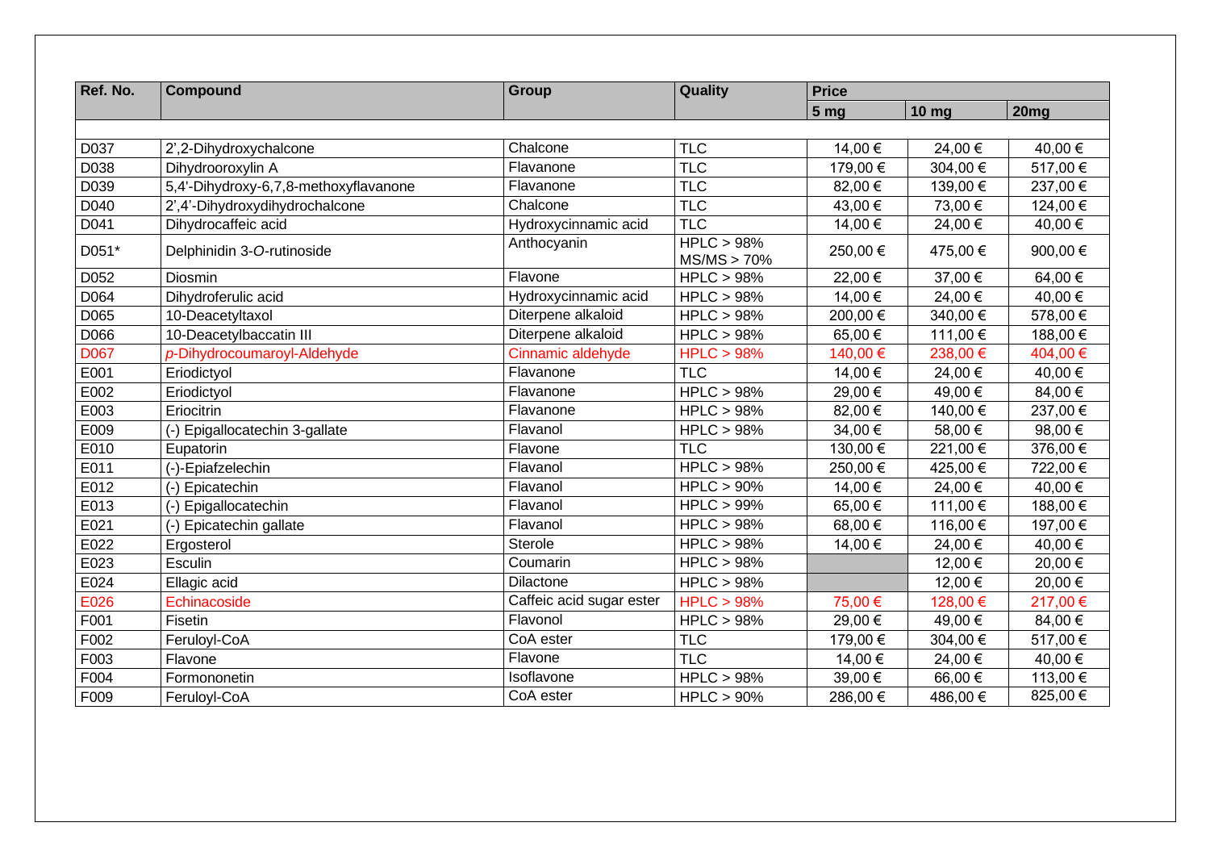| Ref. No. | Compound | Group | Quality | Price | | |
|---|---|---|---|---|---|---|
| | | | | 5 mg | 10 mg | 20mg |
| D037 | 2',2-Dihydroxychalcone | Chalcone | TLC | 14,00 € | 24,00 € | 40,00 € |
| D038 | Dihydrooroxylin A | Flavanone | TLC | 179,00 € | 304,00 € | 517,00 € |
| D039 | 5,4'-Dihydroxy-6,7,8-methoxyflavanone | Flavanone | TLC | 82,00 € | 139,00 € | 237,00 € |
| D040 | 2',4'-Dihydroxydihydrochalcone | Chalcone | TLC | 43,00 € | 73,00 € | 124,00 € |
| D041 | Dihydrocaffeic acid | Hydroxycinnamic acid | TLC | 14,00 € | 24,00 € | 40,00 € |
| D051* | Delphinidin 3-*O*-rutinoside | Anthocyanin | HPLC > 98% MS/MS > 70% | 250,00 € | 475,00 € | 900,00 € |
| D052 | Diosmin | Flavone | HPLC > 98% | 22,00 € | 37,00 € | 64,00 € |
| D064 | Dihydroferulic acid | Hydroxycinnamic acid | HPLC > 98% | 14,00 € | 24,00 € | 40,00 € |
| D065 | 10-Deacetyltaxol | Diterpene alkaloid | HPLC > 98% | 200,00 € | 340,00 € | 578,00 € |
| D066 | 10-Deacetylbaccatin III | Diterpene alkaloid | HPLC > 98% | 65,00 € | 111,00 € | 188,00 € |
| D067 | *p*-Dihydrocoumaroyl-Aldehyde | Cinnamic aldehyde | HPLC > 98% | 140,00 € | 238,00 € | 404,00 € |
| E001 | Eriodictyol | Flavanone | TLC | 14,00 € | 24,00 € | 40,00 € |
| E002 | Eriodictyol | Flavanone | HPLC > 98% | 29,00 € | 49,00 € | 84,00 € |
| E003 | Eriocitrin | Flavanone | HPLC > 98% | 82,00 € | 140,00 € | 237,00 € |
| E009 | (-) Epigallocatechin 3-gallate | Flavanol | HPLC > 98% | 34,00 € | 58,00 € | 98,00 € |
| E010 | Eupatorin | Flavone | TLC | 130,00 € | 221,00 € | 376,00 € |
| E011 | (-)-Epiafzelechin | Flavanol | HPLC > 98% | 250,00 € | 425,00 € | 722,00 € |
| E012 | (-) Epicatechin | Flavanol | HPLC > 90% | 14,00 € | 24,00 € | 40,00 € |
| E013 | (-) Epigallocatechin | Flavanol | HPLC > 99% | 65,00 € | 111,00 € | 188,00 € |
| E021 | (-) Epicatechin gallate | Flavanol | HPLC > 98% | 68,00 € | 116,00 € | 197,00 € |
| E022 | Ergosterol | Sterole | HPLC > 98% | 14,00 € | 24,00 € | 40,00 € |
| E023 | Esculin | Coumarin | HPLC > 98% | | 12,00 € | 20,00 € |
| E024 | Ellagic acid | Dilactone | HPLC > 98% | | 12,00 € | 20,00 € |
| E026 | Echinacoside | Caffeic acid sugar ester | HPLC > 98% | 75,00 € | 128,00 € | 217,00 € |
| F001 | Fisetin | Flavonol | HPLC > 98% | 29,00 € | 49,00 € | 84,00 € |
| F002 | Feruloyl-CoA | CoA ester | TLC | 179,00 € | 304,00 € | 517,00 € |
| F003 | Flavone | Flavone | TLC | 14,00 € | 24,00 € | 40,00 € |
| F004 | Formononetin | Isoflavone | HPLC > 98% | 39,00 € | 66,00 € | 113,00 € |
| F009 | Feruloyl-CoA | CoA ester | HPLC > 90% | 286,00 € | 486,00 € | 825,00 € |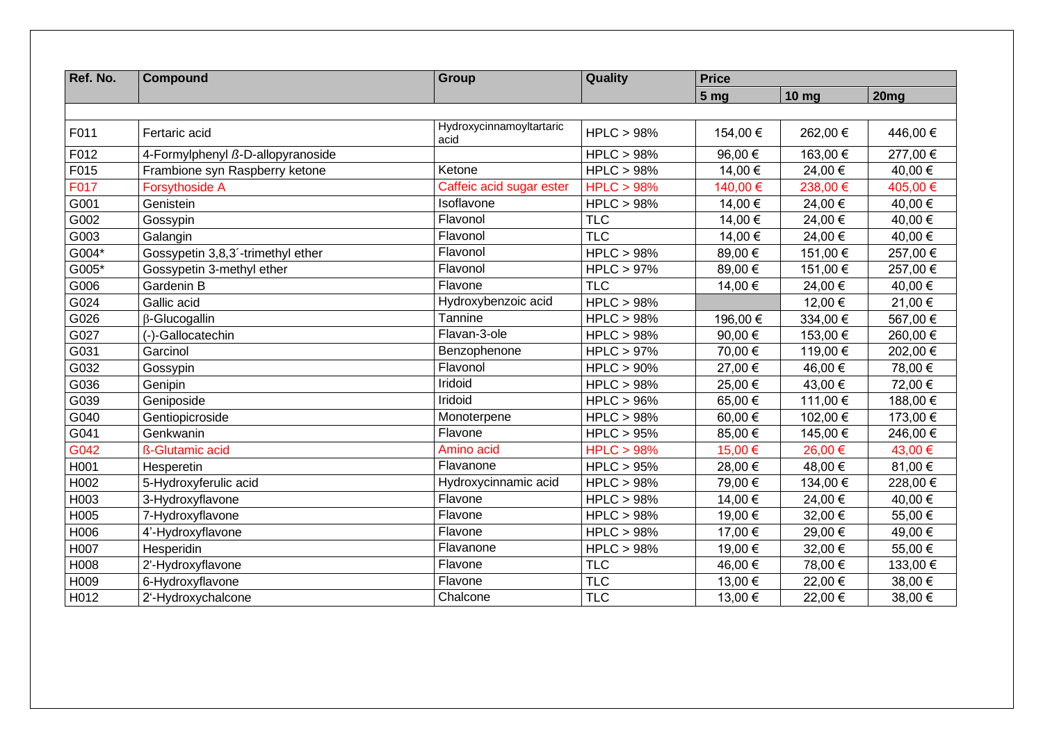| Ref. No. | Compound | Group | Quality | Price | | |
|---|---|---|---|---|---|---|
| | | | | 5 mg | 10 mg | 20mg |
| F011 | Fertaric acid | Hydroxycinnamoyltartaric acid | HPLC > 98% | 154,00 € | 262,00 € | 446,00 € |
| F012 | 4-Formylphenyl ß-D-allopyranoside | | HPLC > 98% | 96,00 € | 163,00 € | 277,00 € |
| F015 | Frambione syn Raspberry ketone | Ketone | HPLC > 98% | 14,00 € | 24,00 € | 40,00 € |
| F017 | Forsythoside A | Caffeic acid sugar ester | HPLC > 98% | 140,00 € | 238,00 € | 405,00 € |
| G001 | Genistein | Isoflavone | HPLC > 98% | 14,00 € | 24,00 € | 40,00 € |
| G002 | Gossypin | Flavonol | TLC | 14,00 € | 24,00 € | 40,00 € |
| G003 | Galangin | Flavonol | TLC | 14,00 € | 24,00 € | 40,00 € |
| G004* | Gossypetin 3,8,3´-trimethyl ether | Flavonol | HPLC > 98% | 89,00 € | 151,00 € | 257,00 € |
| G005* | Gossypetin 3-methyl ether | Flavonol | HPLC > 97% | 89,00 € | 151,00 € | 257,00 € |
| G006 | Gardenin B | Flavone | TLC | 14,00 € | 24,00 € | 40,00 € |
| G024 | Gallic acid | Hydroxybenzoic acid | HPLC > 98% | | 12,00 € | 21,00 € |
| G026 | β-Glucogallin | Tannine | HPLC > 98% | 196,00 € | 334,00 € | 567,00 € |
| G027 | (-)-Gallocatechin | Flavan-3-ole | HPLC > 98% | 90,00 € | 153,00 € | 260,00 € |
| G031 | Garcinol | Benzophenone | HPLC > 97% | 70,00 € | 119,00 € | 202,00 € |
| G032 | Gossypin | Flavonol | HPLC > 90% | 27,00 € | 46,00 € | 78,00 € |
| G036 | Genipin | Iridoid | HPLC > 98% | 25,00 € | 43,00 € | 72,00 € |
| G039 | Geniposide | Iridoid | HPLC > 96% | 65,00 € | 111,00 € | 188,00 € |
| G040 | Gentiopicroside | Monoterpene | HPLC > 98% | 60,00 € | 102,00 € | 173,00 € |
| G041 | Genkwanin | Flavone | HPLC > 95% | 85,00 € | 145,00 € | 246,00 € |
| G042 | ß-Glutamic acid | Amino acid | HPLC > 98% | 15,00 € | 26,00 € | 43,00 € |
| H001 | Hesperetin | Flavanone | HPLC > 95% | 28,00 € | 48,00 € | 81,00 € |
| H002 | 5-Hydroxyferulic acid | Hydroxycinnamic acid | HPLC > 98% | 79,00 € | 134,00 € | 228,00 € |
| H003 | 3-Hydroxyflavone | Flavone | HPLC > 98% | 14,00 € | 24,00 € | 40,00 € |
| H005 | 7-Hydroxyflavone | Flavone | HPLC > 98% | 19,00 € | 32,00 € | 55,00 € |
| H006 | 4'-Hydroxyflavone | Flavone | HPLC > 98% | 17,00 € | 29,00 € | 49,00 € |
| H007 | Hesperidin | Flavanone | HPLC > 98% | 19,00 € | 32,00 € | 55,00 € |
| H008 | 2'-Hydroxyflavone | Flavone | TLC | 46,00 € | 78,00 € | 133,00 € |
| H009 | 6-Hydroxyflavone | Flavone | TLC | 13,00 € | 22,00 € | 38,00 € |
| H012 | 2'-Hydroxychalcone | Chalcone | TLC | 13,00 € | 22,00 € | 38,00 € |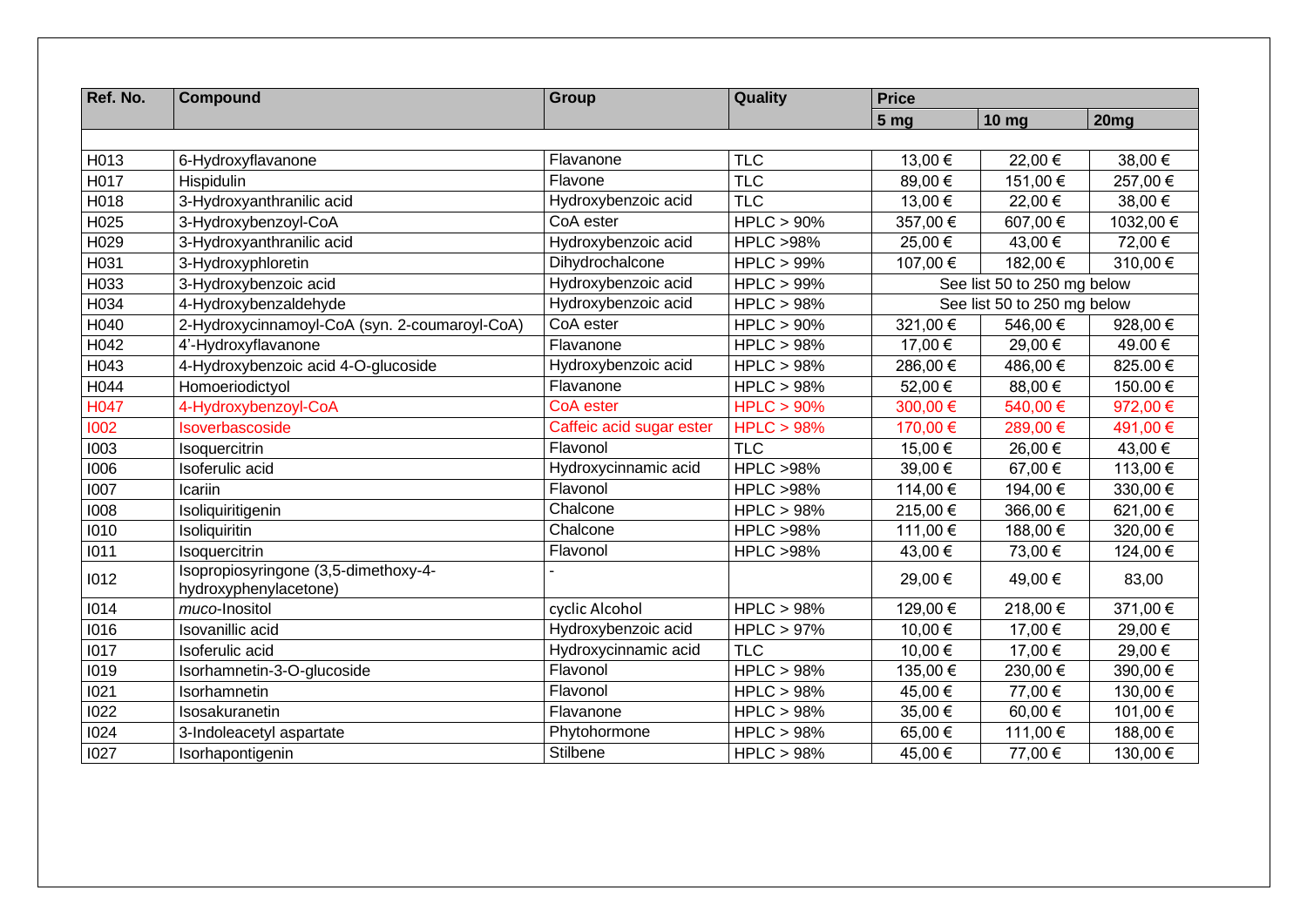| Ref. No. | Compound | Group | Quality | Price | | |
|---|---|---|---|---|---|---|
| | | | | 5 mg | 10 mg | 20mg |
| H013 | 6-Hydroxyflavanone | Flavanone | TLC | 13,00 € | 22,00 € | 38,00 € |
| H017 | Hispidulin | Flavone | TLC | 89,00 € | 151,00 € | 257,00 € |
| H018 | 3-Hydroxyanthranilic acid | Hydroxybenzoic acid | TLC | 13,00 € | 22,00 € | 38,00 € |
| H025 | 3-Hydroxybenzoyl-CoA | CoA ester | HPLC > 90% | 357,00 € | 607,00 € | 1032,00 € |
| H029 | 3-Hydroxyanthranilic acid | Hydroxybenzoic acid | HPLC >98% | 25,00 € | 43,00 € | 72,00 € |
| H031 | 3-Hydroxyphloretin | Dihydrochalcone | HPLC > 99% | 107,00 € | 182,00 € | 310,00 € |
| H033 | 3-Hydroxybenzoic acid | Hydroxybenzoic acid | HPLC > 99% | See list 50 to 250 mg below | | |
| H034 | 4-Hydroxybenzaldehyde | Hydroxybenzoic acid | HPLC > 98% | See list 50 to 250 mg below | | |
| H040 | 2-Hydroxycinnamoyl-CoA (syn. 2-coumaroyl-CoA) | CoA ester | HPLC > 90% | 321,00 € | 546,00 € | 928,00 € |
| H042 | 4'-Hydroxyflavanone | Flavanone | HPLC > 98% | 17,00 € | 29,00 € | 49.00 € |
| H043 | 4-Hydroxybenzoic acid 4-O-glucoside | Hydroxybenzoic acid | HPLC > 98% | 286,00 € | 486,00 € | 825.00 € |
| H044 | Homoeriodictyol | Flavanone | HPLC > 98% | 52,00 € | 88,00 € | 150.00 € |
| H047 | 4-Hydroxybenzoyl-CoA | CoA ester | HPLC > 90% | 300,00 € | 540,00 € | 972,00 € |
| I002 | Isoverbascoside | Caffeic acid sugar ester | HPLC > 98% | 170,00 € | 289,00 € | 491,00 € |
| I003 | Isoquercitrin | Flavonol | TLC | 15,00 € | 26,00 € | 43,00 € |
| I006 | Isoferulic acid | Hydroxycinnamic acid | HPLC >98% | 39,00 € | 67,00 € | 113,00 € |
| I007 | Icariin | Flavonol | HPLC >98% | 114,00 € | 194,00 € | 330,00 € |
| I008 | Isoliquiritigenin | Chalcone | HPLC > 98% | 215,00 € | 366,00 € | 621,00 € |
| I010 | Isoliquiritin | Chalcone | HPLC >98% | 111,00 € | 188,00 € | 320,00 € |
| I011 | Isoquercitrin | Flavonol | HPLC >98% | 43,00 € | 73,00 € | 124,00 € |
| I012 | Isopropiosyringone (3,5-dimethoxy-4-hydroxyphenylacetone) | - | | 29,00 € | 49,00 € | 83,00 |
| I014 | *muco*-Inositol | cyclic Alcohol | HPLC > 98% | 129,00 € | 218,00 € | 371,00 € |
| I016 | Isovanillic acid | Hydroxybenzoic acid | HPLC > 97% | 10,00 € | 17,00 € | 29,00 € |
| I017 | Isoferulic acid | Hydroxycinnamic acid | TLC | 10,00 € | 17,00 € | 29,00 € |
| I019 | Isorhamnetin-3-O-glucoside | Flavonol | HPLC > 98% | 135,00 € | 230,00 € | 390,00 € |
| I021 | Isorhamnetin | Flavonol | HPLC > 98% | 45,00 € | 77,00 € | 130,00 € |
| I022 | Isosakuranetin | Flavanone | HPLC > 98% | 35,00 € | 60,00 € | 101,00 € |
| I024 | 3-Indoleacetyl aspartate | Phytohormone | HPLC > 98% | 65,00 € | 111,00 € | 188,00 € |
| I027 | Isorhapontigenin | Stilbene | HPLC > 98% | 45,00 € | 77,00 € | 130,00 € |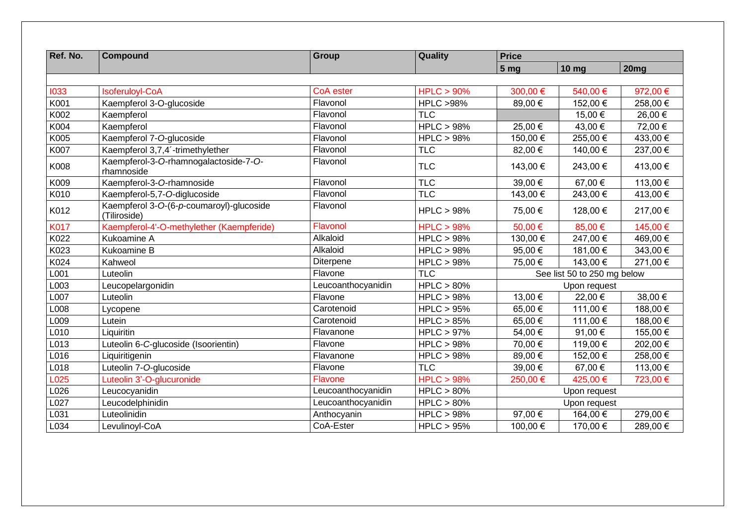| Ref. No. | Compound | Group | Quality | Price | | |
|---|---|---|---|---|---|---|
| | | | | 5 mg | 10 mg | 20mg |
| I033 | Isoferuloyl-CoA | CoA ester | HPLC > 90% | 300,00 € | 540,00 € | 972,00 € |
| K001 | Kaempferol 3-O-glucoside | Flavonol | HPLC >98% | 89,00 € | 152,00 € | 258,00 € |
| K002 | Kaempferol | Flavonol | TLC | | 15,00 € | 26,00 € |
| K004 | Kaempferol | Flavonol | HPLC > 98% | 25,00 € | 43,00 € | 72,00 € |
| K005 | Kaempferol 7-*O*-glucoside | Flavonol | HPLC > 98% | 150,00 € | 255,00 € | 433,00 € |
| K007 | Kaempferol 3,7,4´-trimethylether | Flavonol | TLC | 82,00 € | 140,00 € | 237,00 € |
| K008 | Kaempferol-3-*O*-rhamnogalactoside-7-*O*-rhamnoside | Flavonol | TLC | 143,00 € | 243,00 € | 413,00 € |
| K009 | Kaempferol-3-*O*-rhamnoside | Flavonol | TLC | 39,00 € | 67,00 € | 113,00 € |
| K010 | Kaempferol-5,7-*O*-diglucoside | Flavonol | TLC | 143,00 € | 243,00 € | 413,00 € |
| K012 | Kaempferol 3-*O*-(6-*p*-coumaroyl)-glucoside (Tiliroside) | Flavonol | HPLC > 98% | 75,00 € | 128,00 € | 217,00 € |
| K017 | Kaempferol-4'-O-methylether (Kaempferide) | Flavonol | HPLC > 98% | 50,00 € | 85,00 € | 145,00 € |
| K022 | Kukoamine A | Alkaloid | HPLC > 98% | 130,00 € | 247,00 € | 469,00 € |
| K023 | Kukoamine B | Alkaloid | HPLC > 98% | 95,00 € | 181,00 € | 343,00 € |
| K024 | Kahweol | Diterpene | HPLC > 98% | 75,00 € | 143,00 € | 271,00 € |
| L001 | Luteolin | Flavone | TLC | See list 50 to 250 mg below | | |
| L003 | Leucopelargonidin | Leucoanthocyanidin | HPLC > 80% | Upon request | | |
| L007 | Luteolin | Flavone | HPLC > 98% | 13,00 € | 22,00 € | 38,00 € |
| L008 | Lycopene | Carotenoid | HPLC > 95% | 65,00 € | 111,00 € | 188,00 € |
| L009 | Lutein | Carotenoid | HPLC > 85% | 65,00 € | 111,00 € | 188,00 € |
| L010 | Liquiritin | Flavanone | HPLC > 97% | 54,00 € | 91,00 € | 155,00 € |
| L013 | Luteolin 6-*C*-glucoside (Isoorientin) | Flavone | HPLC > 98% | 70,00 € | 119,00 € | 202,00 € |
| L016 | Liquiritigenin | Flavanone | HPLC > 98% | 89,00 € | 152,00 € | 258,00 € |
| L018 | Luteolin 7-*O*-glucoside | Flavone | TLC | 39,00 € | 67,00 € | 113,00 € |
| L025 | Luteolin 3'-O-glucuronide | Flavone | HPLC > 98% | 250,00 € | 425,00 € | 723,00 € |
| L026 | Leucocyanidin | Leucoanthocyanidin | HPLC > 80% | Upon request | | |
| L027 | Leucodelphinidin | Leucoanthocyanidin | HPLC > 80% | Upon request | | |
| L031 | Luteolinidin | Anthocyanin | HPLC > 98% | 97,00 € | 164,00 € | 279,00 € |
| L034 | Levulinoyl-CoA | CoA-Ester | HPLC > 95% | 100,00 € | 170,00 € | 289,00 € |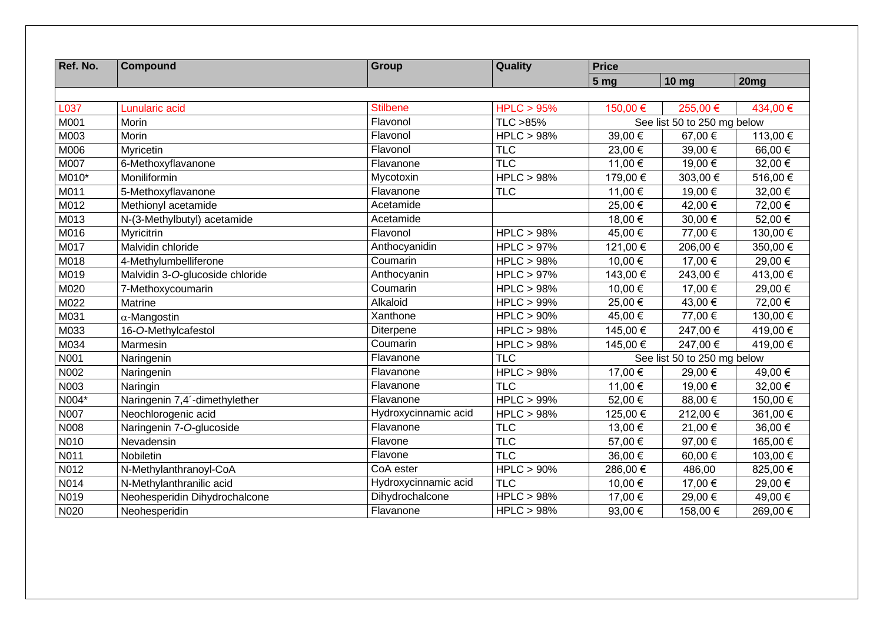| Ref. No. | Compound | Group | Quality | Price | | |
|---|---|---|---|---|---|---|
| | | | | 5 mg | 10 mg | 20mg |
| L037 | Lunularic acid | Stilbene | HPLC > 95% | 150,00 € | 255,00 € | 434,00 € |
| M001 | Morin | Flavonol | TLC >85% | See list 50 to 250 mg below | | |
| M003 | Morin | Flavonol | HPLC > 98% | 39,00 € | 67,00 € | 113,00 € |
| M006 | Myricetin | Flavonol | TLC | 23,00 € | 39,00 € | 66,00 € |
| M007 | 6-Methoxyflavanone | Flavanone | TLC | 11,00 € | 19,00 € | 32,00 € |
| M010* | Moniliformin | Mycotoxin | HPLC > 98% | 179,00 € | 303,00 € | 516,00 € |
| M011 | 5-Methoxyflavanone | Flavanone | TLC | 11,00 € | 19,00 € | 32,00 € |
| M012 | Methionyl acetamide | Acetamide | | 25,00 € | 42,00 € | 72,00 € |
| M013 | N-(3-Methylbutyl) acetamide | Acetamide | | 18,00 € | 30,00 € | 52,00 € |
| M016 | Myricitrin | Flavonol | HPLC > 98% | 45,00 € | 77,00 € | 130,00 € |
| M017 | Malvidin chloride | Anthocyanidin | HPLC > 97% | 121,00 € | 206,00 € | 350,00 € |
| M018 | 4-Methylumbelliferone | Coumarin | HPLC > 98% | 10,00 € | 17,00 € | 29,00 € |
| M019 | Malvidin 3-*O*-glucoside chloride | Anthocyanin | HPLC > 97% | 143,00 € | 243,00 € | 413,00 € |
| M020 | 7-Methoxycoumarin | Coumarin | HPLC > 98% | 10,00 € | 17,00 € | 29,00 € |
| M022 | Matrine | Alkaloid | HPLC > 99% | 25,00 € | 43,00 € | 72,00 € |
| M031 | α-Mangostin | Xanthone | HPLC > 90% | 45,00 € | 77,00 € | 130,00 € |
| M033 | 16-*O*-Methylcafestol | Diterpene | HPLC > 98% | 145,00 € | 247,00 € | 419,00 € |
| M034 | Marmesin | Coumarin | HPLC > 98% | 145,00 € | 247,00 € | 419,00 € |
| N001 | Naringenin | Flavanone | TLC | See list 50 to 250 mg below | | |
| N002 | Naringenin | Flavanone | HPLC > 98% | 17,00 € | 29,00 € | 49,00 € |
| N003 | Naringin | Flavanone | TLC | 11,00 € | 19,00 € | 32,00 € |
| N004* | Naringenin 7,4´-dimethylether | Flavanone | HPLC > 99% | 52,00 € | 88,00 € | 150,00 € |
| N007 | Neochlorogenic acid | Hydroxycinnamic acid | HPLC > 98% | 125,00 € | 212,00 € | 361,00 € |
| N008 | Naringenin 7-*O*-glucoside | Flavanone | TLC | 13,00 € | 21,00 € | 36,00 € |
| N010 | Nevadensin | Flavone | TLC | 57,00 € | 97,00 € | 165,00 € |
| N011 | Nobiletin | Flavone | TLC | 36,00 € | 60,00 € | 103,00 € |
| N012 | N-Methylanthranoyl-CoA | CoA ester | HPLC > 90% | 286,00 € | 486,00 | 825,00 € |
| N014 | N-Methylanthranilic acid | Hydroxycinnamic acid | TLC | 10,00 € | 17,00 € | 29,00 € |
| N019 | Neohesperidin Dihydrochalcone | Dihydrochalcone | HPLC > 98% | 17,00 € | 29,00 € | 49,00 € |
| N020 | Neohesperidin | Flavanone | HPLC > 98% | 93,00 € | 158,00 € | 269,00 € |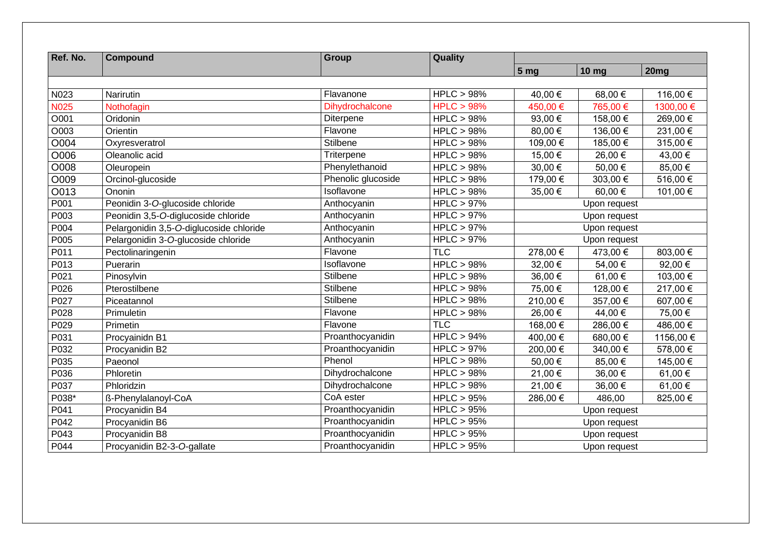| Ref. No. | Compound | Group | Quality | 5 mg | 10 mg | 20mg |
|---|---|---|---|---|---|---|
| N023 | Narirutin | Flavanone | HPLC > 98% | 40,00 € | 68,00 € | 116,00 € |
| N025 | Nothofagin | Dihydrochalcone | HPLC > 98% | 450,00 € | 765,00 € | 1300,00 € |
| O001 | Oridonin | Diterpene | HPLC > 98% | 93,00 € | 158,00 € | 269,00 € |
| O003 | Orientin | Flavone | HPLC > 98% | 80,00 € | 136,00 € | 231,00 € |
| O004 | Oxyresveratrol | Stilbene | HPLC > 98% | 109,00 € | 185,00 € | 315,00 € |
| O006 | Oleanolic acid | Triterpene | HPLC > 98% | 15,00 € | 26,00 € | 43,00 € |
| O008 | Oleuropein | Phenylethanoid | HPLC > 98% | 30,00 € | 50,00 € | 85,00 € |
| O009 | Orcinol-glucoside | Phenolic glucoside | HPLC > 98% | 179,00 € | 303,00 € | 516,00 € |
| O013 | Ononin | Isoflavone | HPLC > 98% | 35,00 € | 60,00 € | 101,00 € |
| P001 | Peonidin 3-*O*-glucoside chloride | Anthocyanin | HPLC > 97% | | Upon request | |
| P003 | Peonidin 3,5-*O*-diglucoside chloride | Anthocyanin | HPLC > 97% | | Upon request | |
| P004 | Pelargonidin 3,5-*O*-diglucoside chloride | Anthocyanin | HPLC > 97% | | Upon request | |
| P005 | Pelargonidin 3-*O*-glucoside chloride | Anthocyanin | HPLC > 97% | | Upon request | |
| P011 | Pectolinaringenin | Flavone | TLC | 278,00 € | 473,00 € | 803,00 € |
| P013 | Puerarin | Isoflavone | HPLC > 98% | 32,00 € | 54,00 € | 92,00 € |
| P021 | Pinosylvin | Stilbene | HPLC > 98% | 36,00 € | 61,00 € | 103,00 € |
| P026 | Pterostilbene | Stilbene | HPLC > 98% | 75,00 € | 128,00 € | 217,00 € |
| P027 | Piceatannol | Stilbene | HPLC > 98% | 210,00 € | 357,00 € | 607,00 € |
| P028 | Primuletin | Flavone | HPLC > 98% | 26,00 € | 44,00 € | 75,00 € |
| P029 | Primetin | Flavone | TLC | 168,00 € | 286,00 € | 486,00 € |
| P031 | Procyainidn B1 | Proanthocyanidin | HPLC > 94% | 400,00 € | 680,00 € | 1156,00 € |
| P032 | Procyanidin B2 | Proanthocyanidin | HPLC > 97% | 200,00 € | 340,00 € | 578,00 € |
| P035 | Paeonol | Phenol | HPLC > 98% | 50,00 € | 85,00 € | 145,00 € |
| P036 | Phloretin | Dihydrochalcone | HPLC > 98% | 21,00 € | 36,00 € | 61,00 € |
| P037 | Phloridzin | Dihydrochalcone | HPLC > 98% | 21,00 € | 36,00 € | 61,00 € |
| P038* | ß-Phenylalanoyl-CoA | CoA ester | HPLC > 95% | 286,00 € | 486,00 | 825,00 € |
| P041 | Procyanidin B4 | Proanthocyanidin | HPLC > 95% | | Upon request | |
| P042 | Procyanidin B6 | Proanthocyanidin | HPLC > 95% | | Upon request | |
| P043 | Procyanidin B8 | Proanthocyanidin | HPLC > 95% | | Upon request | |
| P044 | Procyanidin B2-3-*O*-gallate | Proanthocyanidin | HPLC > 95% | | Upon request | |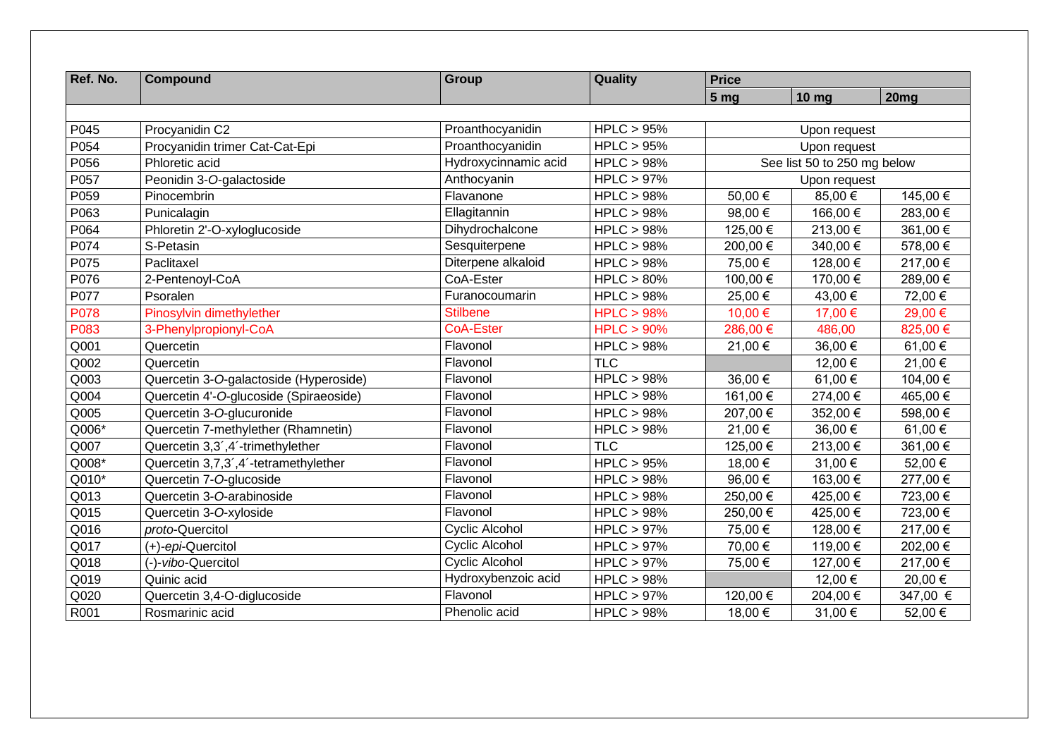| Ref. No. | Compound | Group | Quality | Price | | |
|---|---|---|---|---|---|---|
| | | | | 5 mg | 10 mg | 20mg |
| P045 | Procyanidin C2 | Proanthocyanidin | HPLC > 95% | Upon request | | |
| P054 | Procyanidin trimer Cat-Cat-Epi | Proanthocyanidin | HPLC > 95% | Upon request | | |
| P056 | Phloretic acid | Hydroxycinnamic acid | HPLC > 98% | See list 50 to 250 mg below | | |
| P057 | Peonidin 3-*O*-galactoside | Anthocyanin | HPLC > 97% | Upon request | | |
| P059 | Pinocembrin | Flavanone | HPLC > 98% | 50,00 € | 85,00 € | 145,00 € |
| P063 | Punicalagin | Ellagitannin | HPLC > 98% | 98,00 € | 166,00 € | 283,00 € |
| P064 | Phloretin 2'-O-xyloglucoside | Dihydrochalcone | HPLC > 98% | 125,00 € | 213,00 € | 361,00 € |
| P074 | S-Petasin | Sesquiterpene | HPLC > 98% | 200,00 € | 340,00 € | 578,00 € |
| P075 | Paclitaxel | Diterpene alkaloid | HPLC > 98% | 75,00 € | 128,00 € | 217,00 € |
| P076 | 2-Pentenoyl-CoA | CoA-Ester | HPLC > 80% | 100,00 € | 170,00 € | 289,00 € |
| P077 | Psoralen | Furanocoumarin | HPLC > 98% | 25,00 € | 43,00 € | 72,00 € |
| P078 | Pinosylvin dimethylether | Stilbene | HPLC > 98% | 10,00 € | 17,00 € | 29,00 € |
| P083 | 3-Phenylpropionyl-CoA | CoA-Ester | HPLC > 90% | 286,00 € | 486,00 | 825,00 € |
| Q001 | Quercetin | Flavonol | HPLC > 98% | 21,00 € | 36,00 € | 61,00 € |
| Q002 | Quercetin | Flavonol | TLC | | 12,00 € | 21,00 € |
| Q003 | Quercetin 3-*O*-galactoside (Hyperoside) | Flavonol | HPLC > 98% | 36,00 € | 61,00 € | 104,00 € |
| Q004 | Quercetin 4'-*O*-glucoside (Spiraeoside) | Flavonol | HPLC > 98% | 161,00 € | 274,00 € | 465,00 € |
| Q005 | Quercetin 3-*O*-glucuronide | Flavonol | HPLC > 98% | 207,00 € | 352,00 € | 598,00 € |
| Q006* | Quercetin 7-methylether (Rhamnetin) | Flavonol | HPLC > 98% | 21,00 € | 36,00 € | 61,00 € |
| Q007 | Quercetin 3,3´,4´-trimethylether | Flavonol | TLC | 125,00 € | 213,00 € | 361,00 € |
| Q008* | Quercetin 3,7,3´,4´-tetramethylether | Flavonol | HPLC > 95% | 18,00 € | 31,00 € | 52,00 € |
| Q010* | Quercetin 7-*O*-glucoside | Flavonol | HPLC > 98% | 96,00 € | 163,00 € | 277,00 € |
| Q013 | Quercetin 3-*O*-arabinoside | Flavonol | HPLC > 98% | 250,00 € | 425,00 € | 723,00 € |
| Q015 | Quercetin 3-*O*-xyloside | Flavonol | HPLC > 98% | 250,00 € | 425,00 € | 723,00 € |
| Q016 | *proto*-Quercitol | Cyclic Alcohol | HPLC > 97% | 75,00 € | 128,00 € | 217,00 € |
| Q017 | (+)-*epi*-Quercitol | Cyclic Alcohol | HPLC > 97% | 70,00 € | 119,00 € | 202,00 € |
| Q018 | (-)-*vibo*-Quercitol | Cyclic Alcohol | HPLC > 97% | 75,00 € | 127,00 € | 217,00 € |
| Q019 | Quinic acid | Hydroxybenzoic acid | HPLC > 98% | | 12,00 € | 20,00 € |
| Q020 | Quercetin 3,4-O-diglucoside | Flavonol | HPLC > 97% | 120,00 € | 204,00 € | 347,00 € |
| R001 | Rosmarinic acid | Phenolic acid | HPLC > 98% | 18,00 € | 31,00 € | 52,00 € |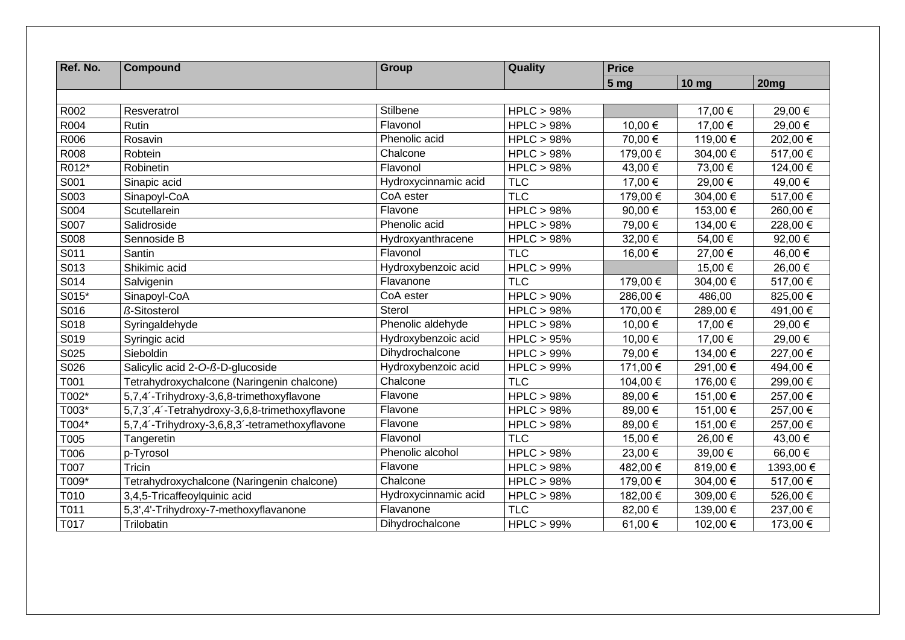| Ref. No. | Compound | Group | Quality | Price | | |
|---|---|---|---|---|---|---|
| | | | | 5 mg | 10 mg | 20mg |
| R002 | Resveratrol | Stilbene | HPLC > 98% | | 17,00 € | 29,00 € |
| R004 | Rutin | Flavonol | HPLC > 98% | 10,00 € | 17,00 € | 29,00 € |
| R006 | Rosavin | Phenolic acid | HPLC > 98% | 70,00 € | 119,00 € | 202,00 € |
| R008 | Robtein | Chalcone | HPLC > 98% | 179,00 € | 304,00 € | 517,00 € |
| R012* | Robinetin | Flavonol | HPLC > 98% | 43,00 € | 73,00 € | 124,00 € |
| S001 | Sinapic acid | Hydroxycinnamic acid | TLC | 17,00 € | 29,00 € | 49,00 € |
| S003 | Sinapoyl-CoA | CoA ester | TLC | 179,00 € | 304,00 € | 517,00 € |
| S004 | Scutellarein | Flavone | HPLC > 98% | 90,00 € | 153,00 € | 260,00 € |
| S007 | Salidroside | Phenolic acid | HPLC > 98% | 79,00 € | 134,00 € | 228,00 € |
| S008 | Sennoside B | Hydroxyanthracene | HPLC > 98% | 32,00 € | 54,00 € | 92,00 € |
| S011 | Santin | Flavonol | TLC | 16,00 € | 27,00 € | 46,00 € |
| S013 | Shikimic acid | Hydroxybenzoic acid | HPLC > 99% | | 15,00 € | 26,00 € |
| S014 | Salvigenin | Flavanone | TLC | 179,00 € | 304,00 € | 517,00 € |
| S015* | Sinapoyl-CoA | CoA ester | HPLC > 90% | 286,00 € | 486,00 | 825,00 € |
| S016 | *ß*-Sitosterol | Sterol | HPLC > 98% | 170,00 € | 289,00 € | 491,00 € |
| S018 | Syringaldehyde | Phenolic aldehyde | HPLC > 98% | 10,00 € | 17,00 € | 29,00 € |
| S019 | Syringic acid | Hydroxybenzoic acid | HPLC > 95% | 10,00 € | 17,00 € | 29,00 € |
| S025 | Sieboldin | Dihydrochalcone | HPLC > 99% | 79,00 € | 134,00 € | 227,00 € |
| S026 | Salicylic acid 2-*O*-*ß*-D-glucoside | Hydroxybenzoic acid | HPLC > 99% | 171,00 € | 291,00 € | 494,00 € |
| T001 | Tetrahydroxychalcone (Naringenin chalcone) | Chalcone | TLC | 104,00 € | 176,00 € | 299,00 € |
| T002* | 5,7,4´-Trihydroxy-3,6,8-trimethoxyflavone | Flavone | HPLC > 98% | 89,00 € | 151,00 € | 257,00 € |
| T003* | 5,7,3´,4´-Tetrahydroxy-3,6,8-trimethoxyflavone | Flavone | HPLC > 98% | 89,00 € | 151,00 € | 257,00 € |
| T004* | 5,7,4´-Trihydroxy-3,6,8,3´-tetramethoxyflavone | Flavone | HPLC > 98% | 89,00 € | 151,00 € | 257,00 € |
| T005 | Tangeretin | Flavonol | TLC | 15,00 € | 26,00 € | 43,00 € |
| T006 | p-Tyrosol | Phenolic alcohol | HPLC > 98% | 23,00 € | 39,00 € | 66,00 € |
| T007 | Tricin | Flavone | HPLC > 98% | 482,00 € | 819,00 € | 1393,00 € |
| T009* | Tetrahydroxychalcone (Naringenin chalcone) | Chalcone | HPLC > 98% | 179,00 € | 304,00 € | 517,00 € |
| T010 | 3,4,5-Tricaffeoylquinic acid | Hydroxycinnamic acid | HPLC > 98% | 182,00 € | 309,00 € | 526,00 € |
| T011 | 5,3',4'-Trihydroxy-7-methoxyflavanone | Flavanone | TLC | 82,00 € | 139,00 € | 237,00 € |
| T017 | Trilobatin | Dihydrochalcone | HPLC > 99% | 61,00 € | 102,00 € | 173,00 € |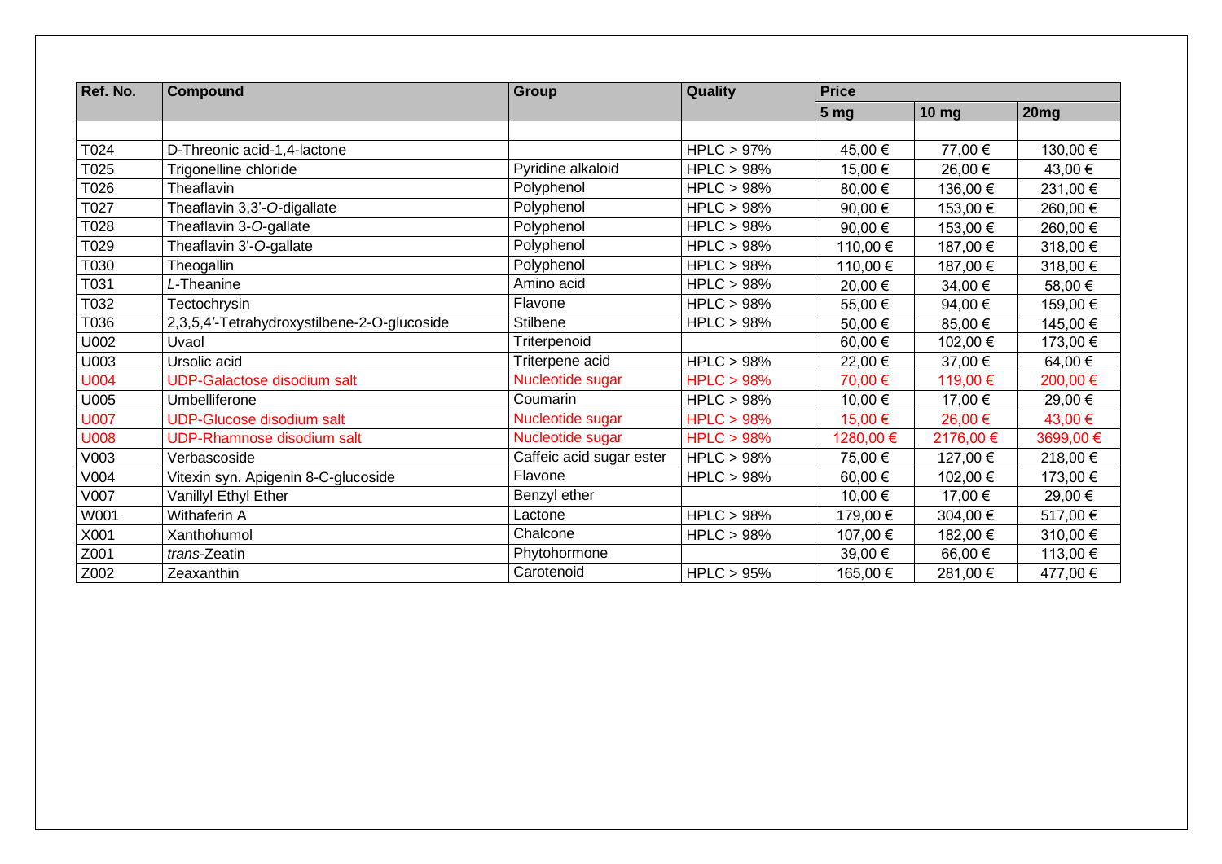| Ref. No. | Compound | Group | Quality | Price | | |
|---|---|---|---|---|---|---|
| | | | | 5 mg | 10 mg | 20mg |
| | | | | | | |
| T024 | D-Threonic acid-1,4-lactone | | HPLC > 97% | 45,00 € | 77,00 € | 130,00 € |
| T025 | Trigonelline chloride | Pyridine alkaloid | HPLC > 98% | 15,00 € | 26,00 € | 43,00 € |
| T026 | Theaflavin | Polyphenol | HPLC > 98% | 80,00 € | 136,00 € | 231,00 € |
| T027 | Theaflavin 3,3'-*O*-digallate | Polyphenol | HPLC > 98% | 90,00 € | 153,00 € | 260,00 € |
| T028 | Theaflavin 3-*O*-gallate | Polyphenol | HPLC > 98% | 90,00 € | 153,00 € | 260,00 € |
| T029 | Theaflavin 3'-*O*-gallate | Polyphenol | HPLC > 98% | 110,00 € | 187,00 € | 318,00 € |
| T030 | Theogallin | Polyphenol | HPLC > 98% | 110,00 € | 187,00 € | 318,00 € |
| T031 | *L*-Theanine | Amino acid | HPLC > 98% | 20,00 € | 34,00 € | 58,00 € |
| T032 | Tectochrysin | Flavone | HPLC > 98% | 55,00 € | 94,00 € | 159,00 € |
| T036 | 2,3,5,4′-Tetrahydroxystilbene-2-O-glucoside | Stilbene | HPLC > 98% | 50,00 € | 85,00 € | 145,00 € |
| U002 | Uvaol | Triterpenoid | | 60,00 € | 102,00 € | 173,00 € |
| U003 | Ursolic acid | Triterpene acid | HPLC > 98% | 22,00 € | 37,00 € | 64,00 € |
| U004 | UDP-Galactose disodium salt | Nucleotide sugar | HPLC > 98% | 70,00 € | 119,00 € | 200,00 € |
| U005 | Umbelliferone | Coumarin | HPLC > 98% | 10,00 € | 17,00 € | 29,00 € |
| U007 | UDP-Glucose disodium salt | Nucleotide sugar | HPLC > 98% | 15,00 € | 26,00 € | 43,00 € |
| U008 | UDP-Rhamnose disodium salt | Nucleotide sugar | HPLC > 98% | 1280,00 € | 2176,00 € | 3699,00 € |
| V003 | Verbascoside | Caffeic acid sugar ester | HPLC > 98% | 75,00 € | 127,00 € | 218,00 € |
| V004 | Vitexin syn. Apigenin 8-C-glucoside | Flavone | HPLC > 98% | 60,00 € | 102,00 € | 173,00 € |
| V007 | Vanillyl Ethyl Ether | Benzyl ether | | 10,00 € | 17,00 € | 29,00 € |
| W001 | Withaferin A | Lactone | HPLC > 98% | 179,00 € | 304,00 € | 517,00 € |
| X001 | Xanthohumol | Chalcone | HPLC > 98% | 107,00 € | 182,00 € | 310,00 € |
| Z001 | *trans*-Zeatin | Phytohormone | | 39,00 € | 66,00 € | 113,00 € |
| Z002 | Zeaxanthin | Carotenoid | HPLC > 95% | 165,00 € | 281,00 € | 477,00 € |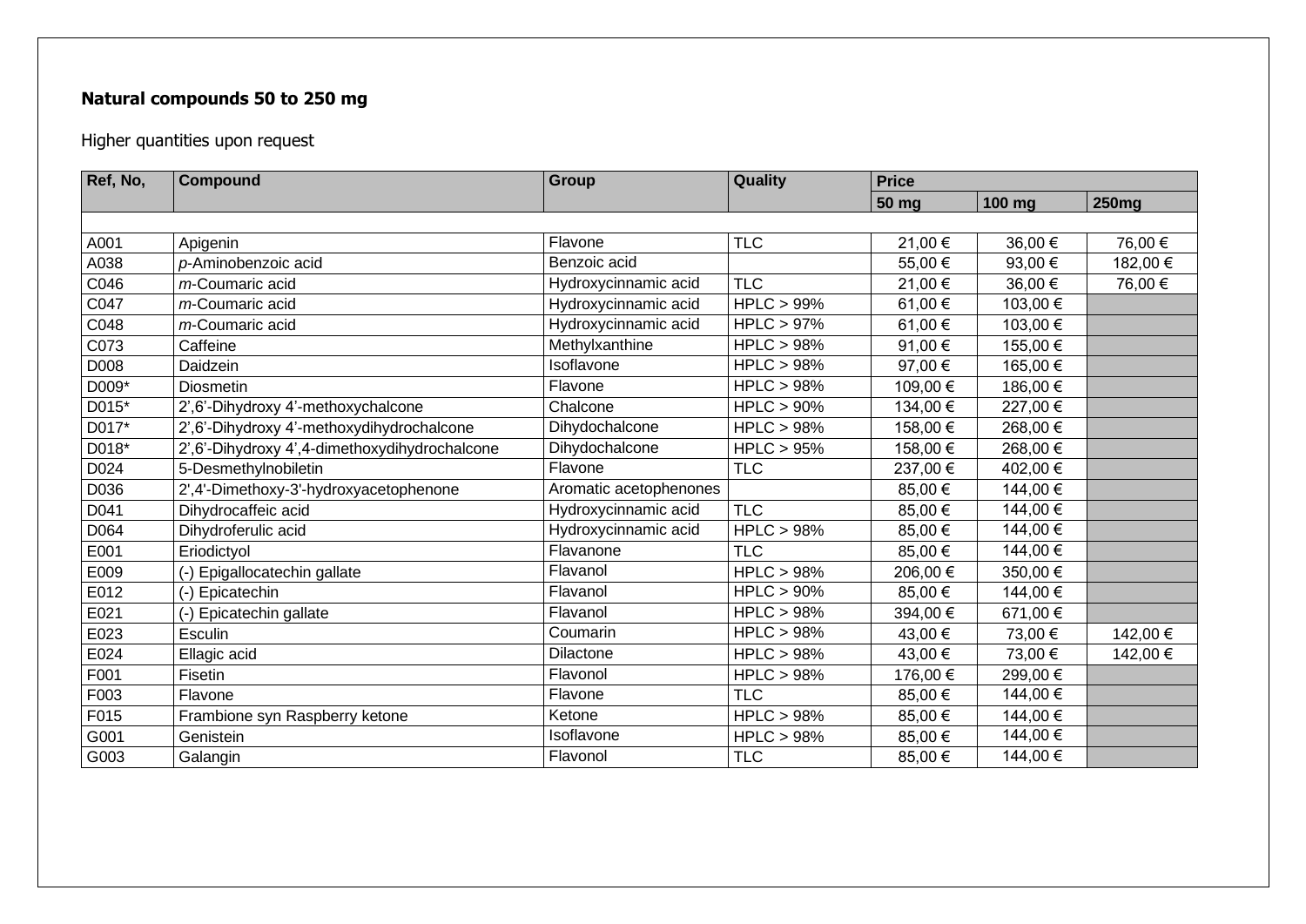**Natural compounds 50 to 250 mg**

Higher quantities upon request

| Ref, No, | Compound | Group | Quality | Price | | |
|---|---|---|---|---|---|---|
| | | | | 50 mg | 100 mg | 250mg |
| A001 | Apigenin | Flavone | TLC | 21,00 € | 36,00 € | 76,00 € |
| A038 | *p*-Aminobenzoic acid | Benzoic acid | | 55,00 € | 93,00 € | 182,00 € |
| C046 | *m*-Coumaric acid | Hydroxycinnamic acid | TLC | 21,00 € | 36,00 € | 76,00 € |
| C047 | *m*-Coumaric acid | Hydroxycinnamic acid | HPLC > 99% | 61,00 € | 103,00 € | |
| C048 | *m*-Coumaric acid | Hydroxycinnamic acid | HPLC > 97% | 61,00 € | 103,00 € | |
| C073 | Caffeine | Methylxanthine | HPLC > 98% | 91,00 € | 155,00 € | |
| D008 | Daidzein | Isoflavone | HPLC > 98% | 97,00 € | 165,00 € | |
| D009* | Diosmetin | Flavone | HPLC > 98% | 109,00 € | 186,00 € | |
| D015* | 2',6'-Dihydroxy 4'-methoxychalcone | Chalcone | HPLC > 90% | 134,00 € | 227,00 € | |
| D017* | 2',6'-Dihydroxy 4'-methoxydihydrochalcone | Dihydochalcone | HPLC > 98% | 158,00 € | 268,00 € | |
| D018* | 2',6'-Dihydroxy 4',4-dimethoxydihydrochalcone | Dihydochalcone | HPLC > 95% | 158,00 € | 268,00 € | |
| D024 | 5-Desmethylnobiletin | Flavone | TLC | 237,00 € | 402,00 € | |
| D036 | 2',4'-Dimethoxy-3'-hydroxyacetophenone | Aromatic acetophenones | | 85,00 € | 144,00 € | |
| D041 | Dihydrocaffeic acid | Hydroxycinnamic acid | TLC | 85,00 € | 144,00 € | |
| D064 | Dihydroferulic acid | Hydroxycinnamic acid | HPLC > 98% | 85,00 € | 144,00 € | |
| E001 | Eriodictyol | Flavanone | TLC | 85,00 € | 144,00 € | |
| E009 | (-) Epigallocatechin gallate | Flavanol | HPLC > 98% | 206,00 € | 350,00 € | |
| E012 | (-) Epicatechin | Flavanol | HPLC > 90% | 85,00 € | 144,00 € | |
| E021 | (-) Epicatechin gallate | Flavanol | HPLC > 98% | 394,00 € | 671,00 € | |
| E023 | Esculin | Coumarin | HPLC > 98% | 43,00 € | 73,00 € | 142,00 € |
| E024 | Ellagic acid | Dilactone | HPLC > 98% | 43,00 € | 73,00 € | 142,00 € |
| F001 | Fisetin | Flavonol | HPLC > 98% | 176,00 € | 299,00 € | |
| F003 | Flavone | Flavone | TLC | 85,00 € | 144,00 € | |
| F015 | Frambione syn Raspberry ketone | Ketone | HPLC > 98% | 85,00 € | 144,00 € | |
| G001 | Genistein | Isoflavone | HPLC > 98% | 85,00 € | 144,00 € | |
| G003 | Galangin | Flavonol | TLC | 85,00 € | 144,00 € | |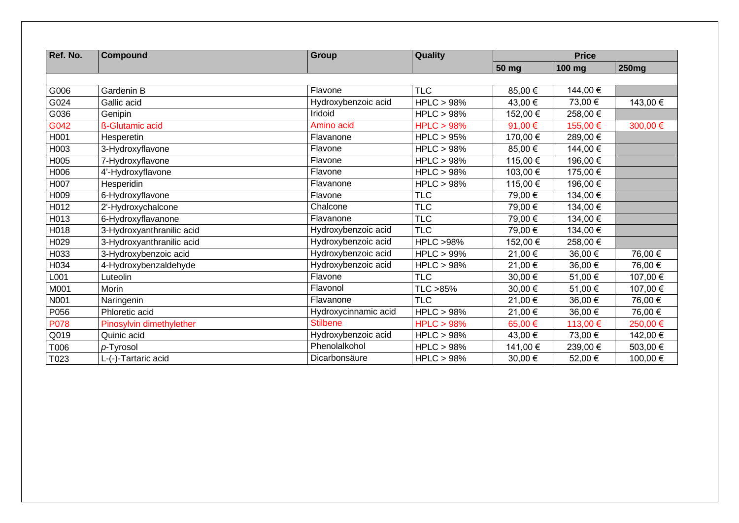| Ref. No. | Compound | Group | Quality | Price | | |
|---|---|---|---|---|---|---|
| | | | | 50 mg | 100 mg | 250mg |
| G006 | Gardenin B | Flavone | TLC | 85,00 € | 144,00 € | |
| G024 | Gallic acid | Hydroxybenzoic acid | HPLC > 98% | 43,00 € | 73,00 € | 143,00 € |
| G036 | Genipin | Iridoid | HPLC > 98% | 152,00 € | 258,00 € | |
| G042 | ß-Glutamic acid | Amino acid | HPLC > 98% | 91,00 € | 155,00 € | 300,00 € |
| H001 | Hesperetin | Flavanone | HPLC > 95% | 170,00 € | 289,00 € | |
| H003 | 3-Hydroxyflavone | Flavone | HPLC > 98% | 85,00 € | 144,00 € | |
| H005 | 7-Hydroxyflavone | Flavone | HPLC > 98% | 115,00 € | 196,00 € | |
| H006 | 4'-Hydroxyflavone | Flavone | HPLC > 98% | 103,00 € | 175,00 € | |
| H007 | Hesperidin | Flavanone | HPLC > 98% | 115,00 € | 196,00 € | |
| H009 | 6-Hydroxyflavone | Flavone | TLC | 79,00 € | 134,00 € | |
| H012 | 2'-Hydroxychalcone | Chalcone | TLC | 79,00 € | 134,00 € | |
| H013 | 6-Hydroxyflavanone | Flavanone | TLC | 79,00 € | 134,00 € | |
| H018 | 3-Hydroxyanthranilic acid | Hydroxybenzoic acid | TLC | 79,00 € | 134,00 € | |
| H029 | 3-Hydroxyanthranilic acid | Hydroxybenzoic acid | HPLC >98% | 152,00 € | 258,00 € | |
| H033 | 3-Hydroxybenzoic acid | Hydroxybenzoic acid | HPLC > 99% | 21,00 € | 36,00 € | 76,00 € |
| H034 | 4-Hydroxybenzaldehyde | Hydroxybenzoic acid | HPLC > 98% | 21,00 € | 36,00 € | 76,00 € |
| L001 | Luteolin | Flavone | TLC | 30,00 € | 51,00 € | 107,00 € |
| M001 | Morin | Flavonol | TLC >85% | 30,00 € | 51,00 € | 107,00 € |
| N001 | Naringenin | Flavanone | TLC | 21,00 € | 36,00 € | 76,00 € |
| P056 | Phloretic acid | Hydroxycinnamic acid | HPLC > 98% | 21,00 € | 36,00 € | 76,00 € |
| P078 | Pinosylvin dimethylether | Stilbene | HPLC > 98% | 65,00 € | 113,00 € | 250,00 € |
| Q019 | Quinic acid | Hydroxybenzoic acid | HPLC > 98% | 43,00 € | 73,00 € | 142,00 € |
| T006 | *p*-Tyrosol | Phenolalkohol | HPLC > 98% | 141,00 € | 239,00 € | 503,00 € |
| T023 | L-(-)-Tartaric acid | Dicarbonsäure | HPLC > 98% | 30,00 € | 52,00 € | 100,00 € |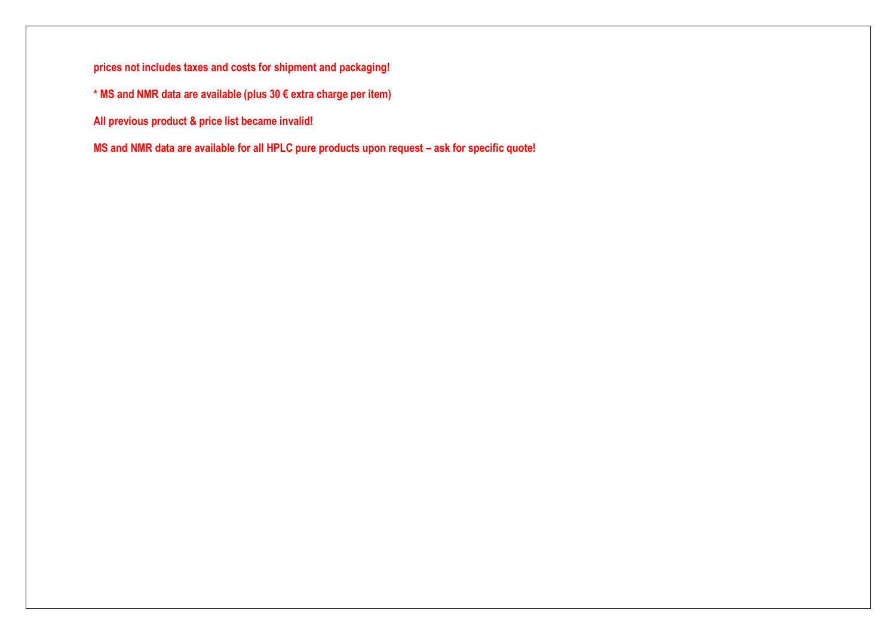**prices not includes taxes and costs for shipment and packaging!**

**\* MS and NMR data are available (plus 30 € extra charge per item)**

**All previous product & price list became invalid!**

**MS and NMR data are available for all HPLC pure products upon request – ask for specific quote!**